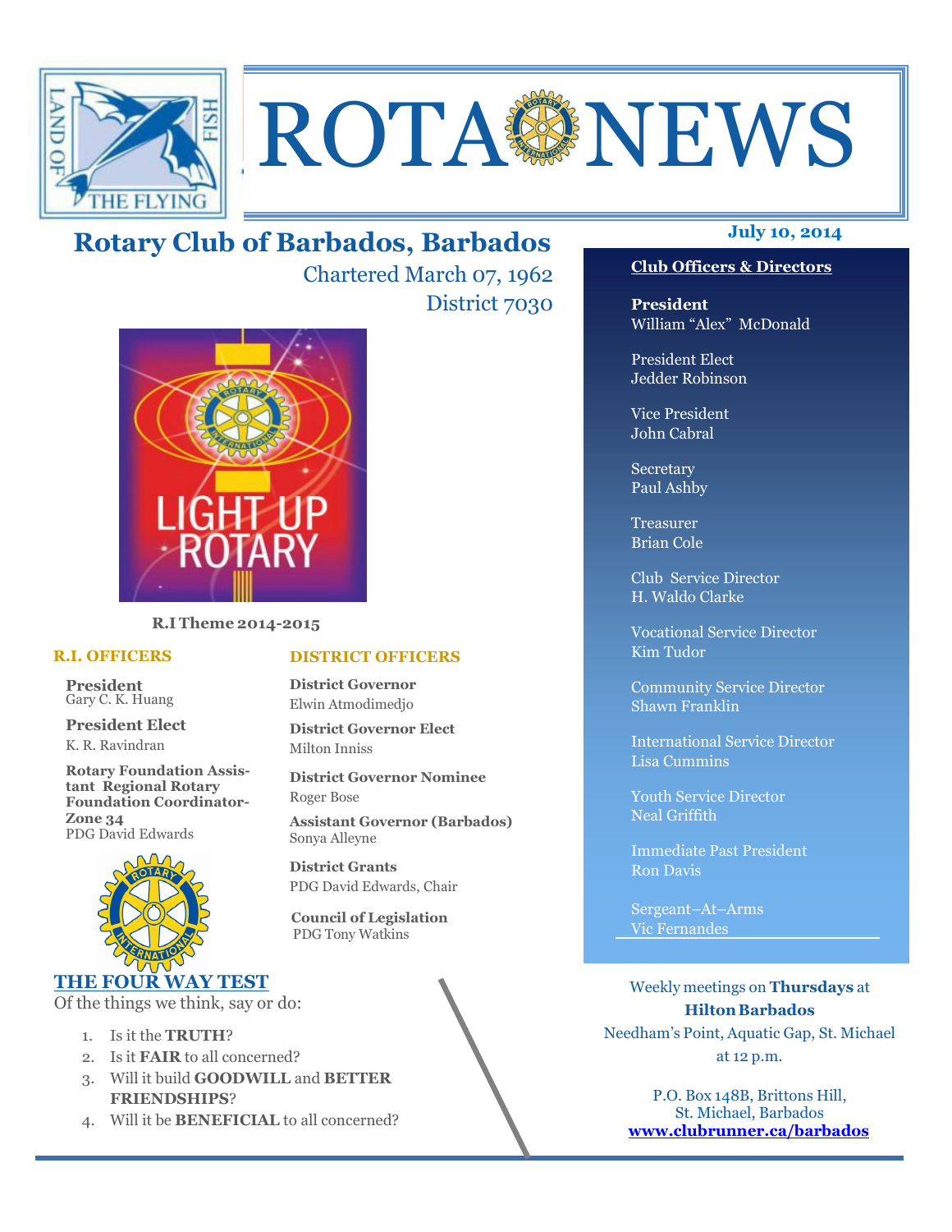# ROTA NEWS

## Rotary Club of Barbados, Barbados

Chartered March 07, 1962

District 7030

**July 10, 2014**

**R.I Theme 2014-2015**

### R.I. OFFICERS

**President**
Gary C. K. Huang

**President Elect**
K. R. Ravindran

**Rotary Foundation Assistant Regional Rotary Foundation Coordinator-Zone 34**
PDG David Edwards

### DISTRICT OFFICERS

**District Governor**
Elwin Atmodimedjo

**District Governor Elect**
Milton Inniss

**District Governor Nominee**
Roger Bose

**Assistant Governor (Barbados)**
Sonya Alleyne

**District Grants**
PDG David Edwards, Chair

**Council of Legislation**
PDG Tony Watkins

### THE FOUR WAY TEST

Of the things we think, say or do:

1. Is it the **TRUTH**?
2. Is it **FAIR** to all concerned?
3. Will it build **GOODWILL** and **BETTER FRIENDSHIPS**?
4. Will it be **BENEFICIAL** to all concerned?

### Club Officers & Directors

**President**
William "Alex" McDonald

President Elect
Jedder Robinson

Vice President
John Cabral

Secretary
Paul Ashby

Treasurer
Brian Cole

Club Service Director
H. Waldo Clarke

Vocational Service Director
Kim Tudor

Community Service Director
Shawn Franklin

International Service Director
Lisa Cummins

Youth Service Director
Neal Griffith

Immediate Past President
Ron Davis

Sergeant–At–Arms
Vic Fernandes

Weekly meetings on **Thursdays** at **Hilton Barbados**
Needham's Point, Aquatic Gap, St. Michael
at 12 p.m.

P.O. Box 148B, Brittons Hill,
St. Michael, Barbados
**www.clubrunner.ca/barbados**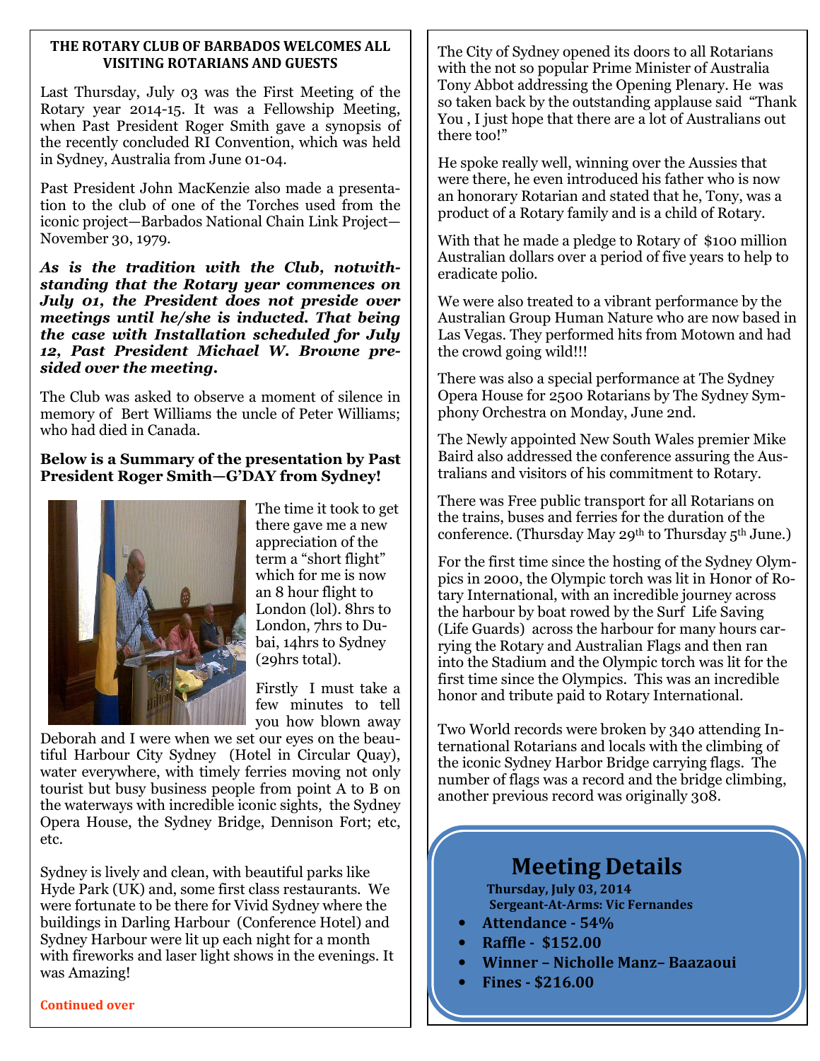**THE ROTARY CLUB OF BARBADOS WELCOMES ALL VISITING ROTARIANS AND GUESTS**

Last Thursday, July 03 was the First Meeting of the Rotary year 2014-15. It was a Fellowship Meeting, when Past President Roger Smith gave a synopsis of the recently concluded RI Convention, which was held in Sydney, Australia from June 01-04.

Past President John MacKenzie also made a presentation to the club of one of the Torches used from the iconic project—Barbados National Chain Link Project—November 30, 1979.

***As is the tradition with the Club, notwithstanding that the Rotary year commences on July 01, the President does not preside over meetings until he/she is inducted. That being the case with Installation scheduled for July 12, Past President Michael W. Browne presided over the meeting.***

The Club was asked to observe a moment of silence in memory of Bert Williams the uncle of Peter Williams; who had died in Canada.

**Below is a Summary of the presentation by Past President Roger Smith—G'DAY from Sydney!**

The time it took to get there gave me a new appreciation of the term a "short flight" which for me is now an 8 hour flight to London (lol). 8hrs to London, 7hrs to Dubai, 14hrs to Sydney (29hrs total).

Firstly I must take a few minutes to tell you how blown away Deborah and I were when we set our eyes on the beautiful Harbour City Sydney (Hotel in Circular Quay), water everywhere, with timely ferries moving not only tourist but busy business people from point A to B on the waterways with incredible iconic sights, the Sydney Opera House, the Sydney Bridge, Dennison Fort; etc, etc.

Sydney is lively and clean, with beautiful parks like Hyde Park (UK) and, some first class restaurants. We were fortunate to be there for Vivid Sydney where the buildings in Darling Harbour (Conference Hotel) and Sydney Harbour were lit up each night for a month with fireworks and laser light shows in the evenings. It was Amazing!

**Continued over**

The City of Sydney opened its doors to all Rotarians with the not so popular Prime Minister of Australia Tony Abbot addressing the Opening Plenary. He was so taken back by the outstanding applause said "Thank You , I just hope that there are a lot of Australians out there too!"

He spoke really well, winning over the Aussies that were there, he even introduced his father who is now an honorary Rotarian and stated that he, Tony, was a product of a Rotary family and is a child of Rotary.

With that he made a pledge to Rotary of $100 million Australian dollars over a period of five years to help to eradicate polio.

We were also treated to a vibrant performance by the Australian Group Human Nature who are now based in Las Vegas. They performed hits from Motown and had the crowd going wild!!!

There was also a special performance at The Sydney Opera House for 2500 Rotarians by The Sydney Symphony Orchestra on Monday, June 2nd.

The Newly appointed New South Wales premier Mike Baird also addressed the conference assuring the Australians and visitors of his commitment to Rotary.

There was Free public transport for all Rotarians on the trains, buses and ferries for the duration of the conference. (Thursday May 29th to Thursday 5th June.)

For the first time since the hosting of the Sydney Olympics in 2000, the Olympic torch was lit in Honor of Rotary International, with an incredible journey across the harbour by boat rowed by the Surf Life Saving (Life Guards) across the harbour for many hours carrying the Rotary and Australian Flags and then ran into the Stadium and the Olympic torch was lit for the first time since the Olympics. This was an incredible honor and tribute paid to Rotary International.

Two World records were broken by 340 attending International Rotarians and locals with the climbing of the iconic Sydney Harbor Bridge carrying flags. The number of flags was a record and the bridge climbing, another previous record was originally 308.

## Meeting Details

**Thursday, July 03, 2014**
**Sergeant-At-Arms: Vic Fernandes**

- **Attendance - 54%**
- **Raffle - $152.00**
- **Winner – Nicholle Manz– Baazaoui**
- **Fines - $216.00**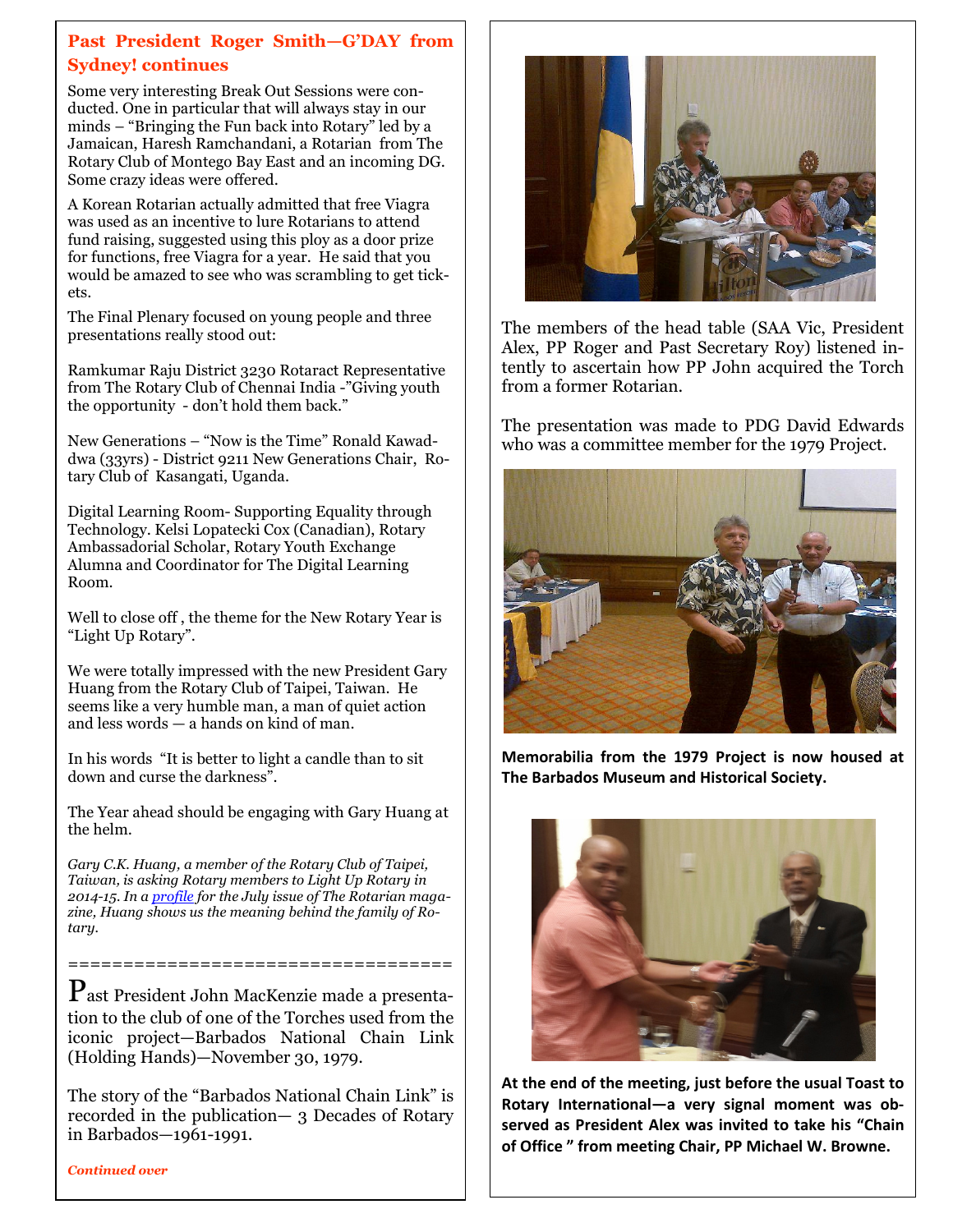## Past President Roger Smith—G'DAY from Sydney! continues

Some very interesting Break Out Sessions were conducted. One in particular that will always stay in our minds – "Bringing the Fun back into Rotary" led by a Jamaican, Haresh Ramchandani, a Rotarian from The Rotary Club of Montego Bay East and an incoming DG. Some crazy ideas were offered.

A Korean Rotarian actually admitted that free Viagra was used as an incentive to lure Rotarians to attend fund raising, suggested using this ploy as a door prize for functions, free Viagra for a year. He said that you would be amazed to see who was scrambling to get tickets.

The Final Plenary focused on young people and three presentations really stood out:

Ramkumar Raju District 3230 Rotaract Representative from The Rotary Club of Chennai India -"Giving youth the opportunity - don't hold them back."

New Generations – "Now is the Time" Ronald Kawaddwa (33yrs) - District 9211 New Generations Chair, Rotary Club of Kasangati, Uganda.

Digital Learning Room- Supporting Equality through Technology. Kelsi Lopatecki Cox (Canadian), Rotary Ambassadorial Scholar, Rotary Youth Exchange Alumna and Coordinator for The Digital Learning Room.

Well to close off , the theme for the New Rotary Year is "Light Up Rotary".

We were totally impressed with the new President Gary Huang from the Rotary Club of Taipei, Taiwan. He seems like a very humble man, a man of quiet action and less words — a hands on kind of man.

In his words "It is better to light a candle than to sit down and curse the darkness".

The Year ahead should be engaging with Gary Huang at the helm.

*Gary C.K. Huang, a member of the Rotary Club of Taipei, Taiwan, is asking Rotary members to Light Up Rotary in 2014-15. In a profile for the July issue of The Rotarian magazine, Huang shows us the meaning behind the family of Rotary.*

==================================

Past President John MacKenzie made a presentation to the club of one of the Torches used from the iconic project—Barbados National Chain Link (Holding Hands)—November 30, 1979.

The story of the "Barbados National Chain Link" is recorded in the publication— 3 Decades of Rotary in Barbados—1961-1991.

*Continued over*

The members of the head table (SAA Vic, President Alex, PP Roger and Past Secretary Roy) listened intently to ascertain how PP John acquired the Torch from a former Rotarian.

The presentation was made to PDG David Edwards who was a committee member for the 1979 Project.

**Memorabilia from the 1979 Project is now housed at The Barbados Museum and Historical Society.**

**At the end of the meeting, just before the usual Toast to Rotary International—a very signal moment was observed as President Alex was invited to take his "Chain of Office " from meeting Chair, PP Michael W. Browne.**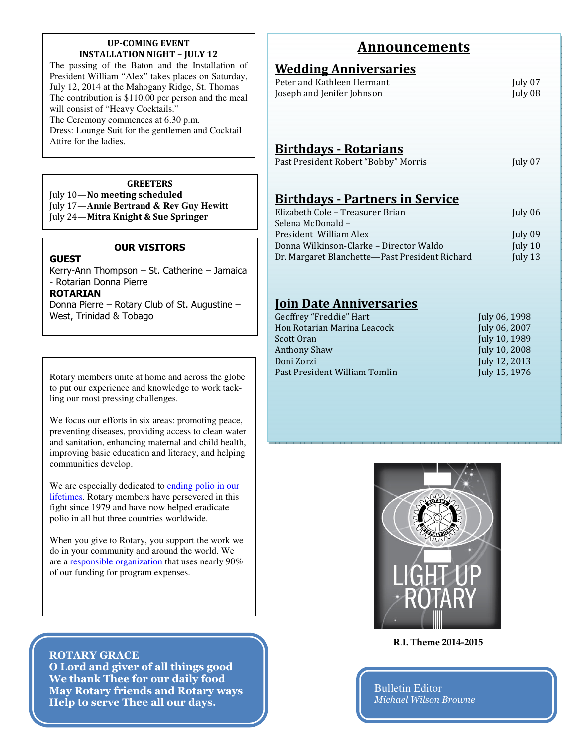**UP-COMING EVENT**
**INSTALLATION NIGHT – JULY 12**

The passing of the Baton and the Installation of President William "Alex" takes places on Saturday, July 12, 2014 at the Mahogany Ridge, St. Thomas
The contribution is $110.00 per person and the meal will consist of "Heavy Cocktails."
The Ceremony commences at 6.30 p.m.
Dress: Lounge Suit for the gentlemen and Cocktail Attire for the ladies.

**GREETERS**

July 10—**No meeting scheduled**
July 17—**Annie Bertrand & Rev Guy Hewitt**
July 24—**Mitra Knight & Sue Springer**

**OUR VISITORS**

**GUEST**
Kerry-Ann Thompson – St. Catherine – Jamaica - Rotarian Donna Pierre
**ROTARIAN**
Donna Pierre – Rotary Club of St. Augustine – West, Trinidad & Tobago

Rotary members unite at home and across the globe to put our experience and knowledge to work tackling our most pressing challenges.

We focus our efforts in six areas: promoting peace, preventing diseases, providing access to clean water and sanitation, enhancing maternal and child health, improving basic education and literacy, and helping communities develop.

We are especially dedicated to ending polio in our lifetimes. Rotary members have persevered in this fight since 1979 and have now helped eradicate polio in all but three countries worldwide.

When you give to Rotary, you support the work we do in your community and around the world. We are a responsible organization that uses nearly 90% of our funding for program expenses.

**ROTARY GRACE**
**O Lord and giver of all things good**
**We thank Thee for our daily food**
**May Rotary friends and Rotary ways**
**Help to serve Thee all our days.**

# Announcements

## Wedding Anniversaries

| | |
|---|---|
| Peter and Kathleen Hermant | July 07 |
| Joseph and Jenifer Johnson | July 08 |

## Birthdays - Rotarians

| | |
|---|---|
| Past President Robert "Bobby" Morris | July 07 |

## Birthdays - Partners in Service

| | |
|---|---|
| Elizabeth Cole – Treasurer Brian | July 06 |
| Selena McDonald – President William Alex | July 09 |
| Donna Wilkinson-Clarke – Director Waldo | July 10 |
| Dr. Margaret Blanchette—Past President Richard | July 13 |

## Join Date Anniversaries

| | |
|---|---|
| Geoffrey "Freddie" Hart | July 06, 1998 |
| Hon Rotarian Marina Leacock | July 06, 2007 |
| Scott Oran | July 10, 1989 |
| Anthony Shaw | July 10, 2008 |
| Doni Zorzi | July 12, 2013 |
| Past President William Tomlin | July 15, 1976 |

**R.I. Theme 2014-2015**

Bulletin Editor
*Michael Wilson Browne*